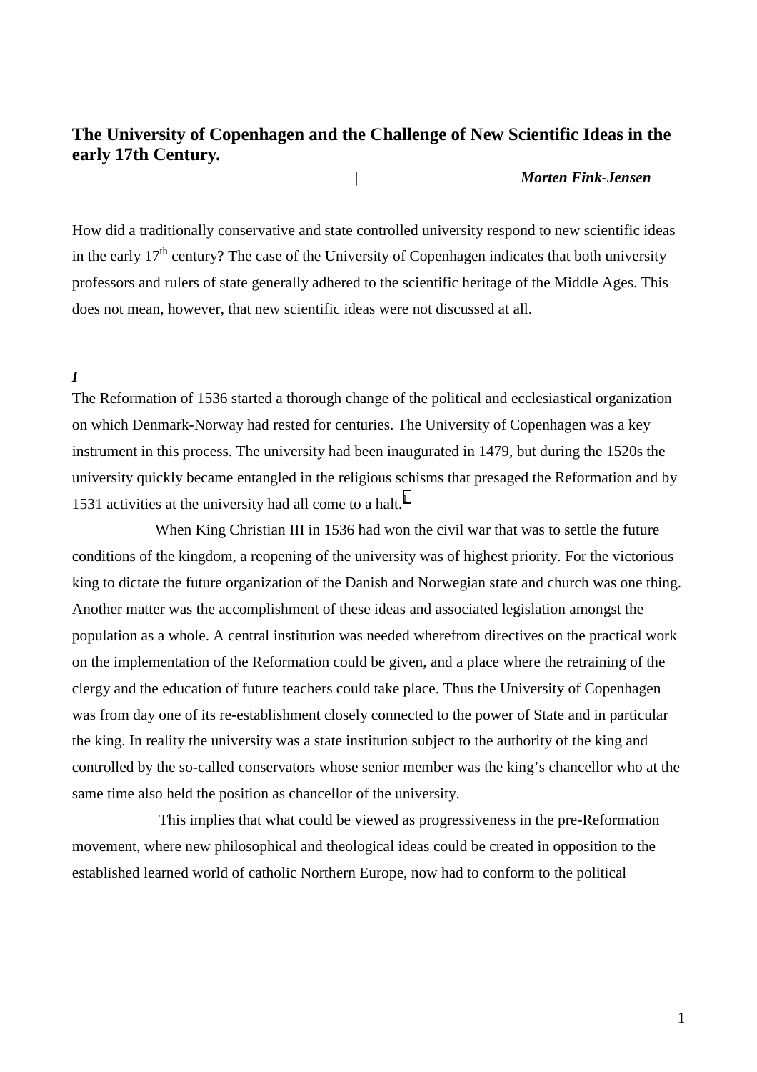# The University of Copenhagen and the Challenge of New Scientific Ideas in the early 17th Century.

***Morten Fink-Jensen***

How did a traditionally conservative and state controlled university respond to new scientific ideas in the early 17th century? The case of the University of Copenhagen indicates that both university professors and rulers of state generally adhered to the scientific heritage of the Middle Ages. This does not mean, however, that new scientific ideas were not discussed at all.

***I***

The Reformation of 1536 started a thorough change of the political and ecclesiastical organization on which Denmark-Norway had rested for centuries. The University of Copenhagen was a key instrument in this process. The university had been inaugurated in 1479, but during the 1520s the university quickly became entangled in the religious schisms that presaged the Reformation and by 1531 activities at the university had all come to a halt.[1]

When King Christian III in 1536 had won the civil war that was to settle the future conditions of the kingdom, a reopening of the university was of highest priority. For the victorious king to dictate the future organization of the Danish and Norwegian state and church was one thing. Another matter was the accomplishment of these ideas and associated legislation amongst the population as a whole. A central institution was needed wherefrom directives on the practical work on the implementation of the Reformation could be given, and a place where the retraining of the clergy and the education of future teachers could take place. Thus the University of Copenhagen was from day one of its re-establishment closely connected to the power of State and in particular the king. In reality the university was a state institution subject to the authority of the king and controlled by the so-called conservators whose senior member was the king's chancellor who at the same time also held the position as chancellor of the university.

This implies that what could be viewed as progressiveness in the pre-Reformation movement, where new philosophical and theological ideas could be created in opposition to the established learned world of catholic Northern Europe, now had to conform to the political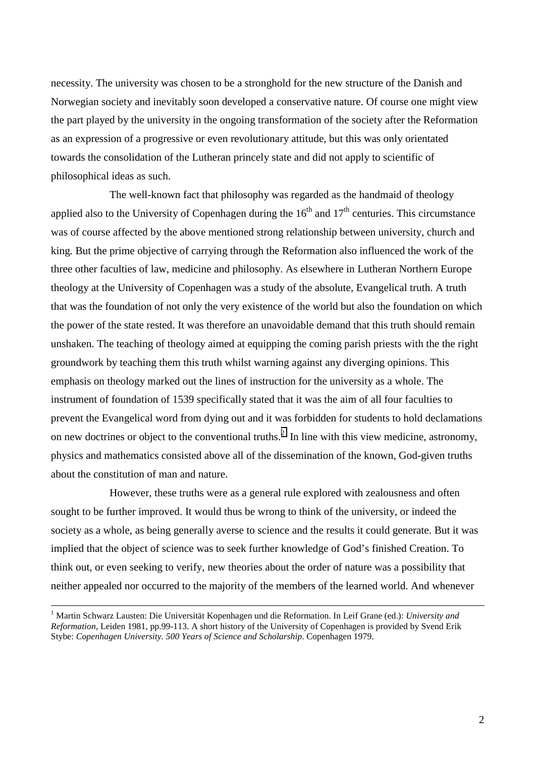necessity. The university was chosen to be a stronghold for the new structure of the Danish and Norwegian society and inevitably soon developed a conservative nature. Of course one might view the part played by the university in the ongoing transformation of the society after the Reformation as an expression of a progressive or even revolutionary attitude, but this was only orientated towards the consolidation of the Lutheran princely state and did not apply to scientific of philosophical ideas as such.

The well-known fact that philosophy was regarded as the handmaid of theology applied also to the University of Copenhagen during the 16th and 17th centuries. This circumstance was of course affected by the above mentioned strong relationship between university, church and king. But the prime objective of carrying through the Reformation also influenced the work of the three other faculties of law, medicine and philosophy. As elsewhere in Lutheran Northern Europe theology at the University of Copenhagen was a study of the absolute, Evangelical truth. A truth that was the foundation of not only the very existence of the world but also the foundation on which the power of the state rested. It was therefore an unavoidable demand that this truth should remain unshaken. The teaching of theology aimed at equipping the coming parish priests with the the right groundwork by teaching them this truth whilst warning against any diverging opinions. This emphasis on theology marked out the lines of instruction for the university as a whole. The instrument of foundation of 1539 specifically stated that it was the aim of all four faculties to prevent the Evangelical word from dying out and it was forbidden for students to hold declamations on new doctrines or object to the conventional truths.[2] In line with this view medicine, astronomy, physics and mathematics consisted above all of the dissemination of the known, God-given truths about the constitution of man and nature.

However, these truths were as a general rule explored with zealousness and often sought to be further improved. It would thus be wrong to think of the university, or indeed the society as a whole, as being generally averse to science and the results it could generate. But it was implied that the object of science was to seek further knowledge of God's finished Creation. To think out, or even seeking to verify, new theories about the order of nature was a possibility that neither appealed nor occurred to the majority of the members of the learned world. And whenever

---

[1] Martin Schwarz Lausten: Die Universität Kopenhagen und die Reformation. In Leif Grane (ed.): *University and Reformation*, Leiden 1981, pp.99-113. A short history of the University of Copenhagen is provided by Svend Erik Stybe: *Copenhagen University. 500 Years of Science and Scholarship*. Copenhagen 1979.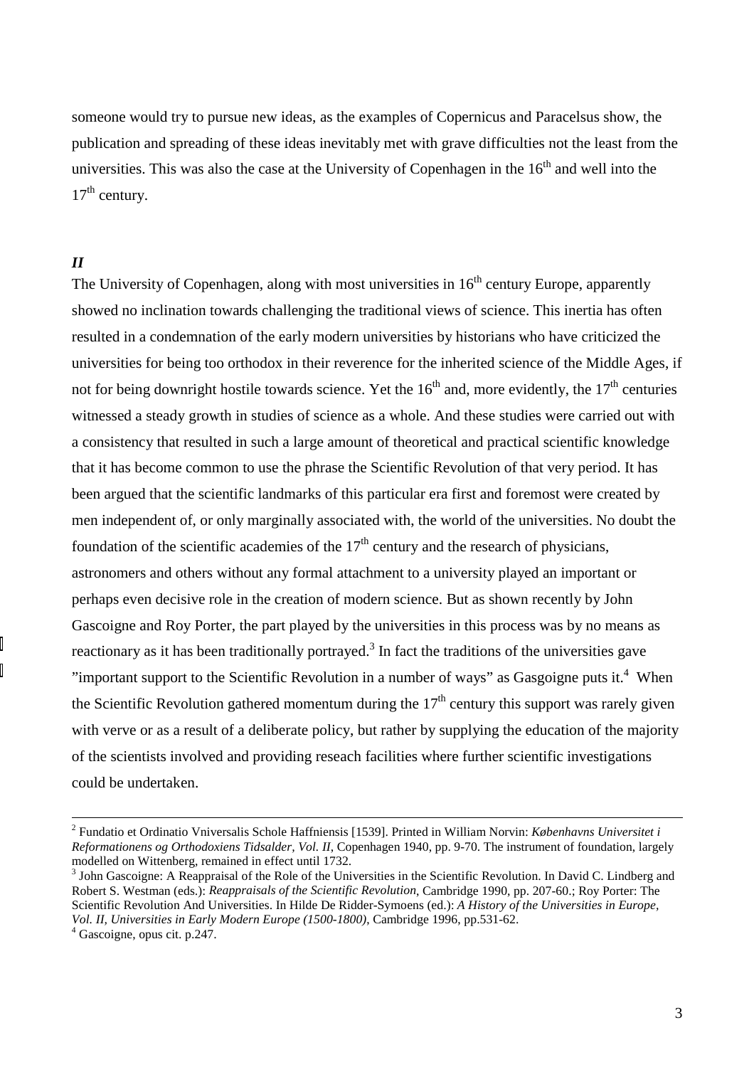someone would try to pursue new ideas, as the examples of Copernicus and Paracelsus show, the publication and spreading of these ideas inevitably met with grave difficulties not the least from the universities. This was also the case at the University of Copenhagen in the 16th and well into the 17th century.

### *II*

The University of Copenhagen, along with most universities in 16th century Europe, apparently showed no inclination towards challenging the traditional views of science. This inertia has often resulted in a condemnation of the early modern universities by historians who have criticized the universities for being too orthodox in their reverence for the inherited science of the Middle Ages, if not for being downright hostile towards science. Yet the 16th and, more evidently, the 17th centuries witnessed a steady growth in studies of science as a whole. And these studies were carried out with a consistency that resulted in such a large amount of theoretical and practical scientific knowledge that it has become common to use the phrase the Scientific Revolution of that very period. It has been argued that the scientific landmarks of this particular era first and foremost were created by men independent of, or only marginally associated with, the world of the universities. No doubt the foundation of the scientific academies of the 17th century and the research of physicians, astronomers and others without any formal attachment to a university played an important or perhaps even decisive role in the creation of modern science. But as shown recently by John Gascoigne and Roy Porter, the part played by the universities in this process was by no means as reactionary as it has been traditionally portrayed.[3] In fact the traditions of the universities gave "important support to the Scientific Revolution in a number of ways" as Gasgoigne puts it.[4] When the Scientific Revolution gathered momentum during the 17th century this support was rarely given with verve or as a result of a deliberate policy, but rather by supplying the education of the majority of the scientists involved and providing reseach facilities where further scientific investigations could be undertaken.

---

[2] Fundatio et Ordinatio Vniversalis Schole Haffniensis [1539]. Printed in William Norvin: *Københavns Universitet i Reformationens og Orthodoxiens Tidsalder, Vol. II*, Copenhagen 1940, pp. 9-70. The instrument of foundation, largely modelled on Wittenberg, remained in effect until 1732.

[3] John Gascoigne: A Reappraisal of the Role of the Universities in the Scientific Revolution. In David C. Lindberg and Robert S. Westman (eds.): *Reappraisals of the Scientific Revolution*, Cambridge 1990, pp. 207-60.; Roy Porter: The Scientific Revolution And Universities. In Hilde De Ridder-Symoens (ed.): *A History of the Universities in Europe, Vol. II, Universities in Early Modern Europe (1500-1800)*, Cambridge 1996, pp.531-62.

[4] Gascoigne, opus cit. p.247.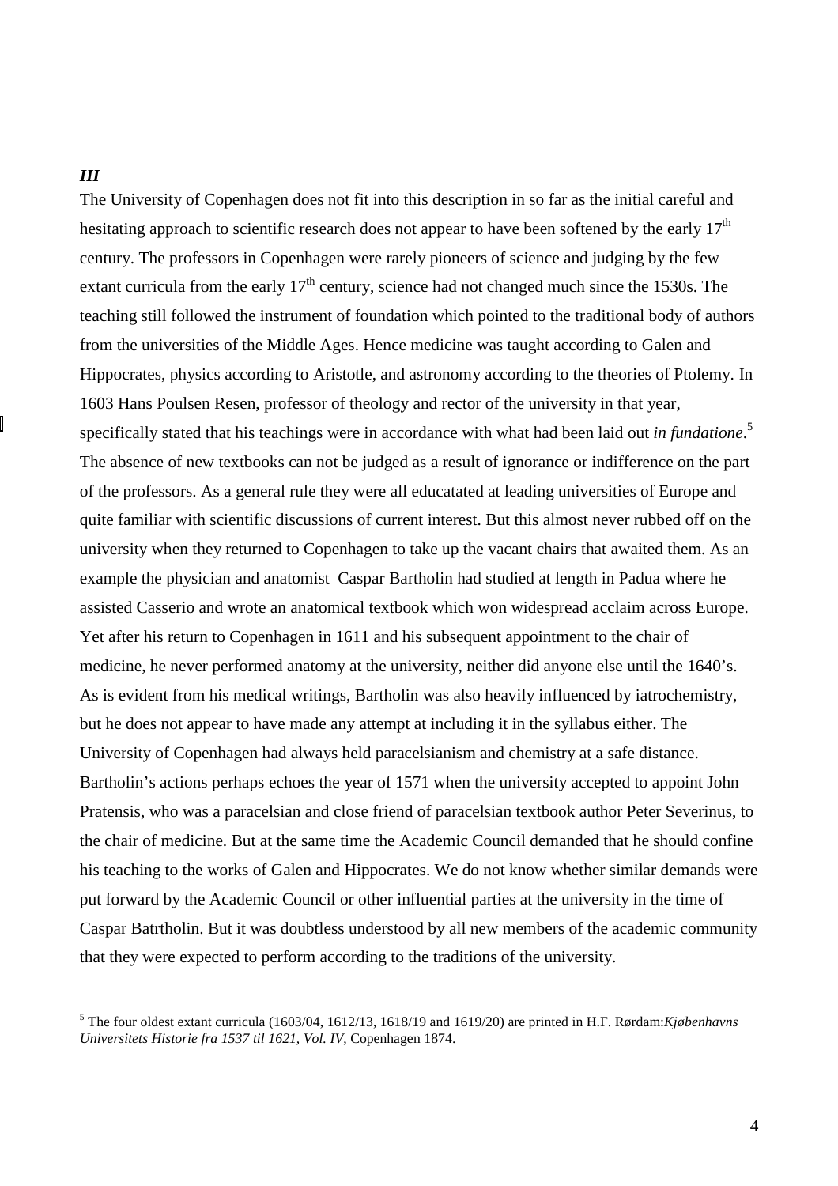***III***

The University of Copenhagen does not fit into this description in so far as the initial careful and hesitating approach to scientific research does not appear to have been softened by the early 17th century. The professors in Copenhagen were rarely pioneers of science and judging by the few extant curricula from the early 17th century, science had not changed much since the 1530s. The teaching still followed the instrument of foundation which pointed to the traditional body of authors from the universities of the Middle Ages. Hence medicine was taught according to Galen and Hippocrates, physics according to Aristotle, and astronomy according to the theories of Ptolemy. In 1603 Hans Poulsen Resen, professor of theology and rector of the university in that year, specifically stated that his teachings were in accordance with what had been laid out *in fundatione*.[5] The absence of new textbooks can not be judged as a result of ignorance or indifference on the part of the professors. As a general rule they were all educatated at leading universities of Europe and quite familiar with scientific discussions of current interest. But this almost never rubbed off on the university when they returned to Copenhagen to take up the vacant chairs that awaited them. As an example the physician and anatomist Caspar Bartholin had studied at length in Padua where he assisted Casserio and wrote an anatomical textbook which won widespread acclaim across Europe. Yet after his return to Copenhagen in 1611 and his subsequent appointment to the chair of medicine, he never performed anatomy at the university, neither did anyone else until the 1640's. As is evident from his medical writings, Bartholin was also heavily influenced by iatrochemistry, but he does not appear to have made any attempt at including it in the syllabus either. The University of Copenhagen had always held paracelsianism and chemistry at a safe distance. Bartholin's actions perhaps echoes the year of 1571 when the university accepted to appoint John Pratensis, who was a paracelsian and close friend of paracelsian textbook author Peter Severinus, to the chair of medicine. But at the same time the Academic Council demanded that he should confine his teaching to the works of Galen and Hippocrates. We do not know whether similar demands were put forward by the Academic Council or other influential parties at the university in the time of Caspar Batrtholin. But it was doubtless understood by all new members of the academic community that they were expected to perform according to the traditions of the university.

[5] The four oldest extant curricula (1603/04, 1612/13, 1618/19 and 1619/20) are printed in H.F. Rørdam:*Kjøbenhavns Universitets Historie fra 1537 til 1621, Vol. IV*, Copenhagen 1874.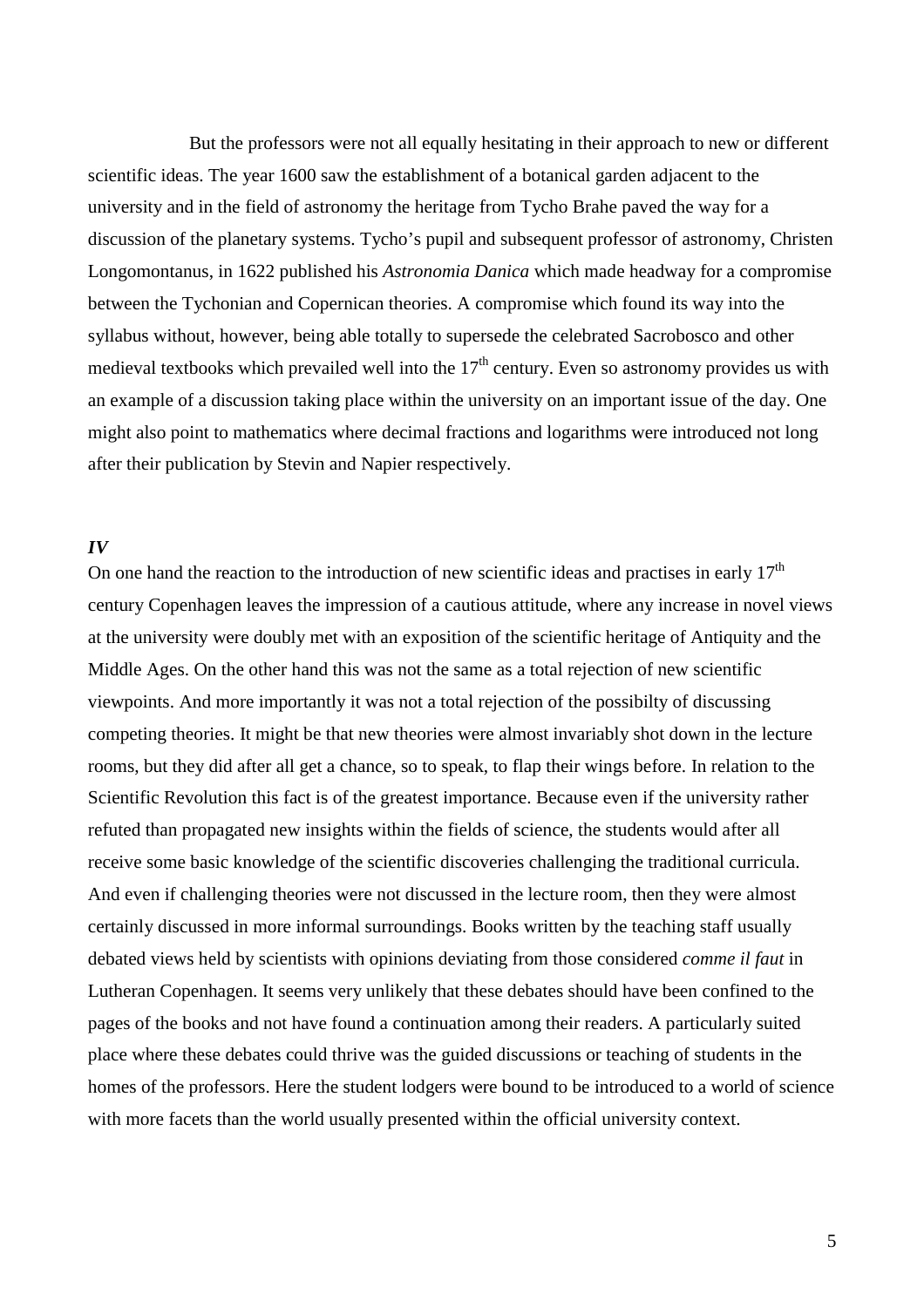But the professors were not all equally hesitating in their approach to new or different scientific ideas. The year 1600 saw the establishment of a botanical garden adjacent to the university and in the field of astronomy the heritage from Tycho Brahe paved the way for a discussion of the planetary systems. Tycho's pupil and subsequent professor of astronomy, Christen Longomontanus, in 1622 published his *Astronomia Danica* which made headway for a compromise between the Tychonian and Copernican theories. A compromise which found its way into the syllabus without, however, being able totally to supersede the celebrated Sacrobosco and other medieval textbooks which prevailed well into the 17th century. Even so astronomy provides us with an example of a discussion taking place within the university on an important issue of the day. One might also point to mathematics where decimal fractions and logarithms were introduced not long after their publication by Stevin and Napier respectively.

### *IV*

On one hand the reaction to the introduction of new scientific ideas and practises in early 17th century Copenhagen leaves the impression of a cautious attitude, where any increase in novel views at the university were doubly met with an exposition of the scientific heritage of Antiquity and the Middle Ages. On the other hand this was not the same as a total rejection of new scientific viewpoints. And more importantly it was not a total rejection of the possibilty of discussing competing theories. It might be that new theories were almost invariably shot down in the lecture rooms, but they did after all get a chance, so to speak, to flap their wings before. In relation to the Scientific Revolution this fact is of the greatest importance. Because even if the university rather refuted than propagated new insights within the fields of science, the students would after all receive some basic knowledge of the scientific discoveries challenging the traditional curricula. And even if challenging theories were not discussed in the lecture room, then they were almost certainly discussed in more informal surroundings. Books written by the teaching staff usually debated views held by scientists with opinions deviating from those considered *comme il faut* in Lutheran Copenhagen. It seems very unlikely that these debates should have been confined to the pages of the books and not have found a continuation among their readers. A particularly suited place where these debates could thrive was the guided discussions or teaching of students in the homes of the professors. Here the student lodgers were bound to be introduced to a world of science with more facets than the world usually presented within the official university context.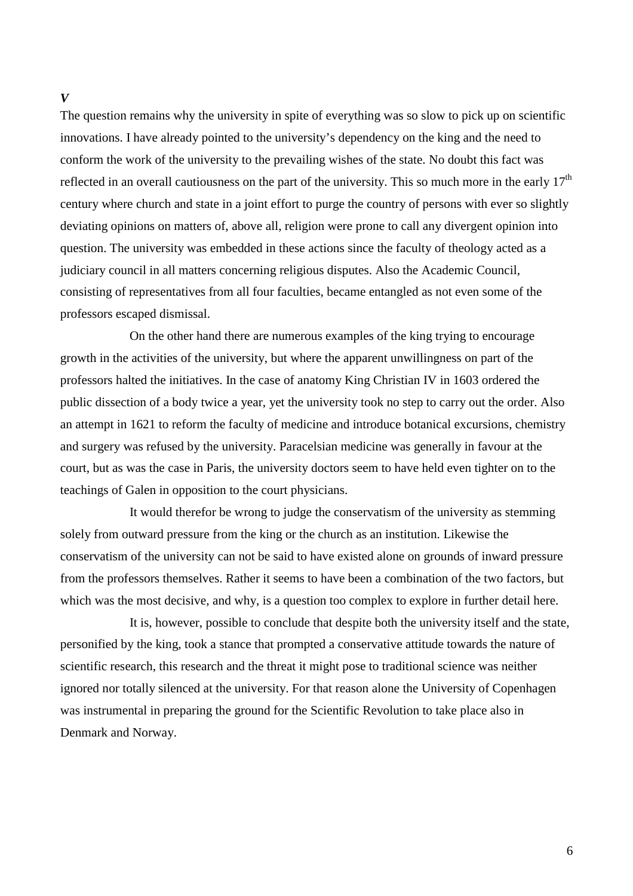### *V*

The question remains why the university in spite of everything was so slow to pick up on scientific innovations. I have already pointed to the university's dependency on the king and the need to conform the work of the university to the prevailing wishes of the state. No doubt this fact was reflected in an overall cautiousness on the part of the university. This so much more in the early 17$^{th}$ century where church and state in a joint effort to purge the country of persons with ever so slightly deviating opinions on matters of, above all, religion were prone to call any divergent opinion into question. The university was embedded in these actions since the faculty of theology acted as a judiciary council in all matters concerning religious disputes. Also the Academic Council, consisting of representatives from all four faculties, became entangled as not even some of the professors escaped dismissal.

On the other hand there are numerous examples of the king trying to encourage growth in the activities of the university, but where the apparent unwillingness on part of the professors halted the initiatives. In the case of anatomy King Christian IV in 1603 ordered the public dissection of a body twice a year, yet the university took no step to carry out the order. Also an attempt in 1621 to reform the faculty of medicine and introduce botanical excursions, chemistry and surgery was refused by the university. Paracelsian medicine was generally in favour at the court, but as was the case in Paris, the university doctors seem to have held even tighter on to the teachings of Galen in opposition to the court physicians.

It would therefor be wrong to judge the conservatism of the university as stemming solely from outward pressure from the king or the church as an institution. Likewise the conservatism of the university can not be said to have existed alone on grounds of inward pressure from the professors themselves. Rather it seems to have been a combination of the two factors, but which was the most decisive, and why, is a question too complex to explore in further detail here.

It is, however, possible to conclude that despite both the university itself and the state, personified by the king, took a stance that prompted a conservative attitude towards the nature of scientific research, this research and the threat it might pose to traditional science was neither ignored nor totally silenced at the university. For that reason alone the University of Copenhagen was instrumental in preparing the ground for the Scientific Revolution to take place also in Denmark and Norway.